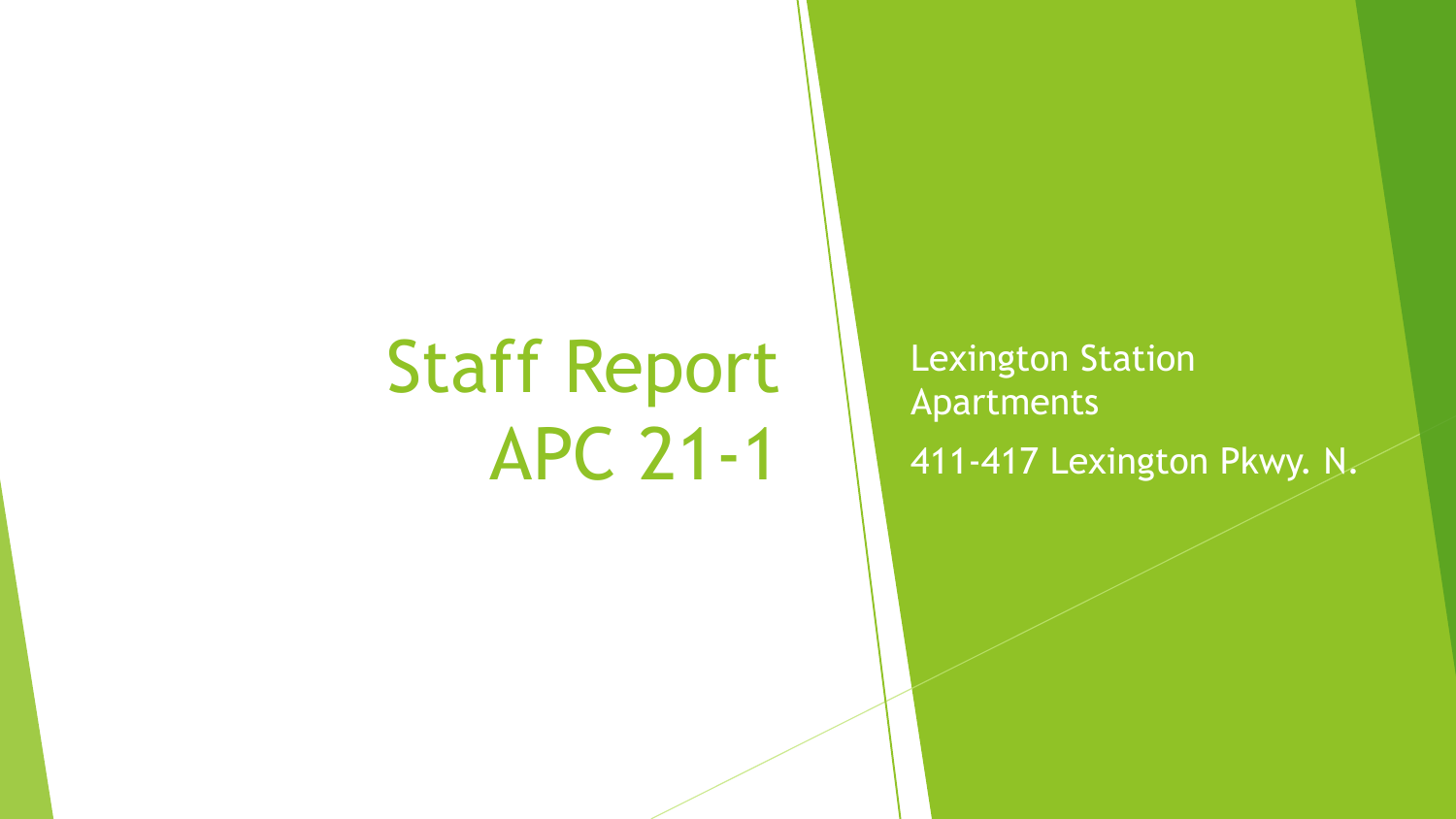# Staff Report APC 21-1

Lexington Station Apartments

411-417 Lexington Pkwy. N.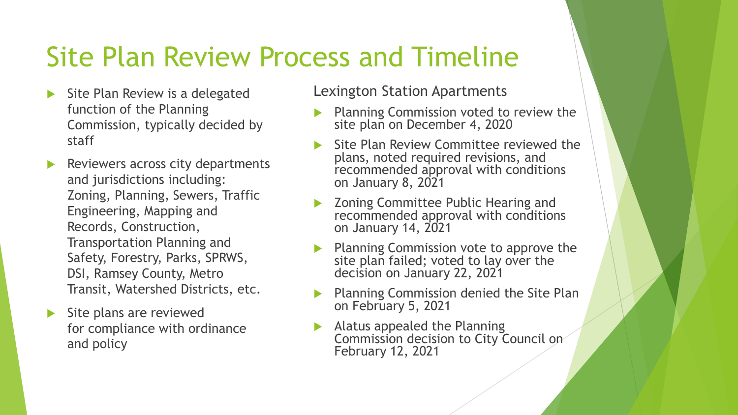# Site Plan Review Process and Timeline

- Site Plan Review is a delegated function of the Planning Commission, typically decided by staff
- Reviewers across city departments and jurisdictions including: Zoning, Planning, Sewers, Traffic Engineering, Mapping and Records, Construction, Transportation Planning and Safety, Forestry, Parks, SPRWS, DSI, Ramsey County, Metro Transit, Watershed Districts, etc.
- Site plans are reviewed for compliance with ordinance and policy

Lexington Station Apartments

- Planning Commission voted to review the site plan on December 4, 2020
- Site Plan Review Committee reviewed the plans, noted required revisions, and recommended approval with conditions on January 8, 2021
- Zoning Committee Public Hearing and recommended approval with conditions on January 14, 2021
- Planning Commission vote to approve the site plan failed; voted to lay over the decision on January 22, 2021
- Planning Commission denied the Site Plan on February 5, 2021
- Alatus appealed the Planning Commission decision to City Council on February 12, 2021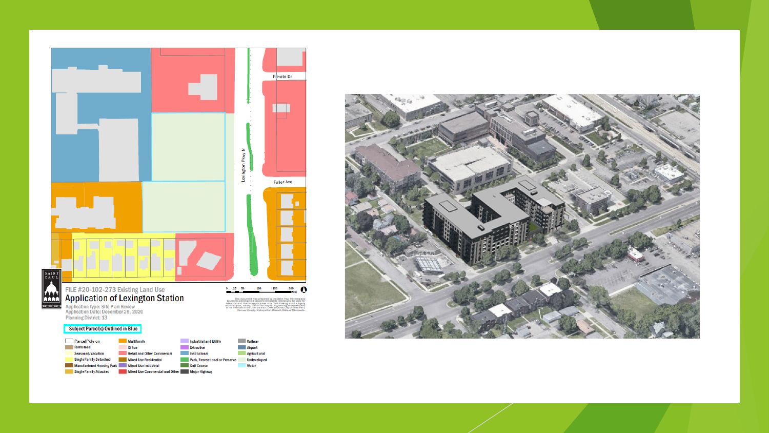FILE #20-102-273 Existing Land Use

## Application of Lexington Station

Application Type: Site Plan Review
Application Date: December 29, 2020
Planning District: 13

**Subject Parcel(s) Outlined in Blue**

| | | | |
|---|---|---|---|
| Parcel Poly on | Multifamily | Industrial and Utility | Railway |
| Farmstead | Office | Extractive | Airport |
| Seasonal/Vacation | Retail and Other Commercial | Institutional | Agricultural |
| Single Family Detached | Mixed Use Residential | Park, Recreational or Preserve | Undeveloped |
| Manufactured Housing Park | Mixed Use Industrial | Golf Course | Water |
| Single Family Attached | Mixed Use Commercial and Other | Major Highway | |

This document was prepared by the Saint Paul Planning and Economic Development Department and is intended to be used for reference and illustrative purposes only. This drawing is not a legally recorded plan, survey, official tax map or engineering schematic and is not intended to be used as such. Data sources: City of Saint Paul, Ramsey County, Metropolitan Council, State of Minnesota.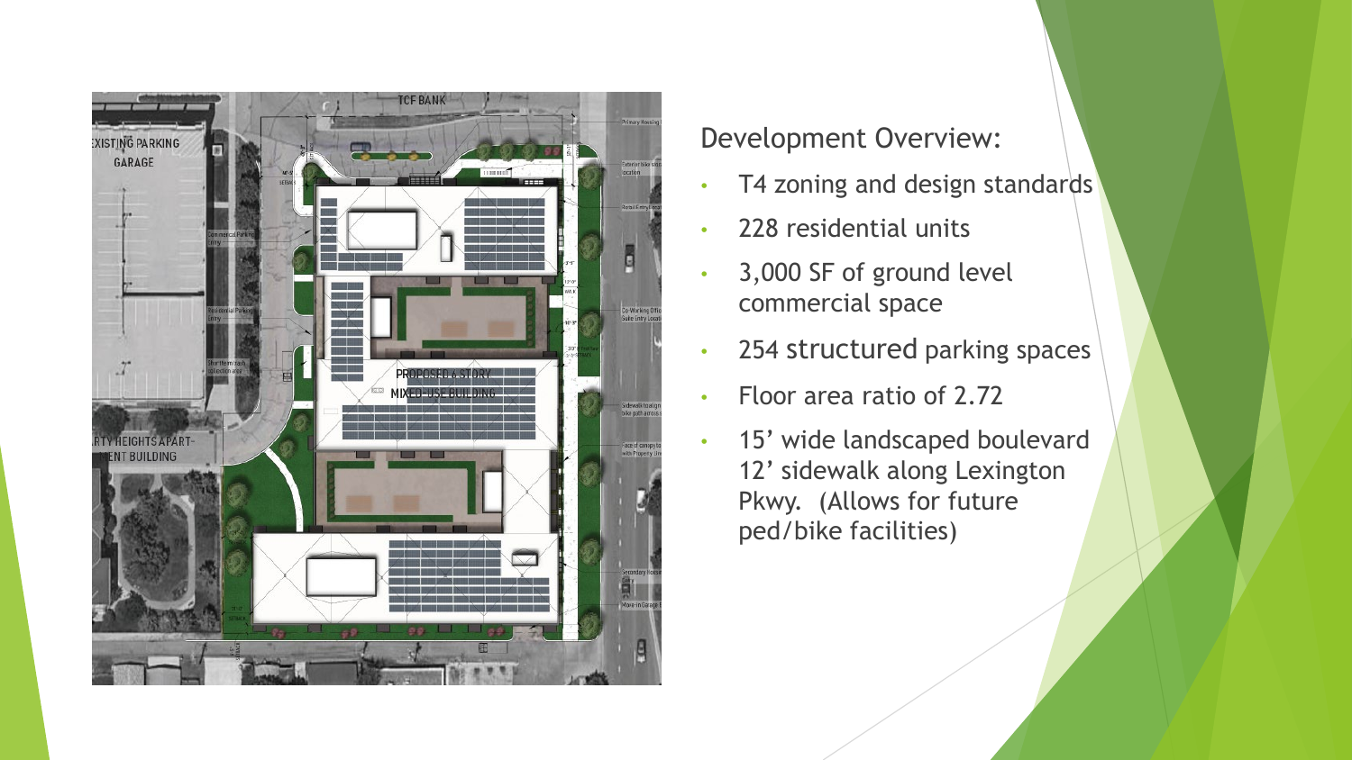## Development Overview:

- T4 zoning and design standards
- 228 residential units
- 3,000 SF of ground level commercial space
- 254 structured parking spaces
- Floor area ratio of 2.72
- 15' wide landscaped boulevard 12' sidewalk along Lexington Pkwy. (Allows for future ped/bike facilities)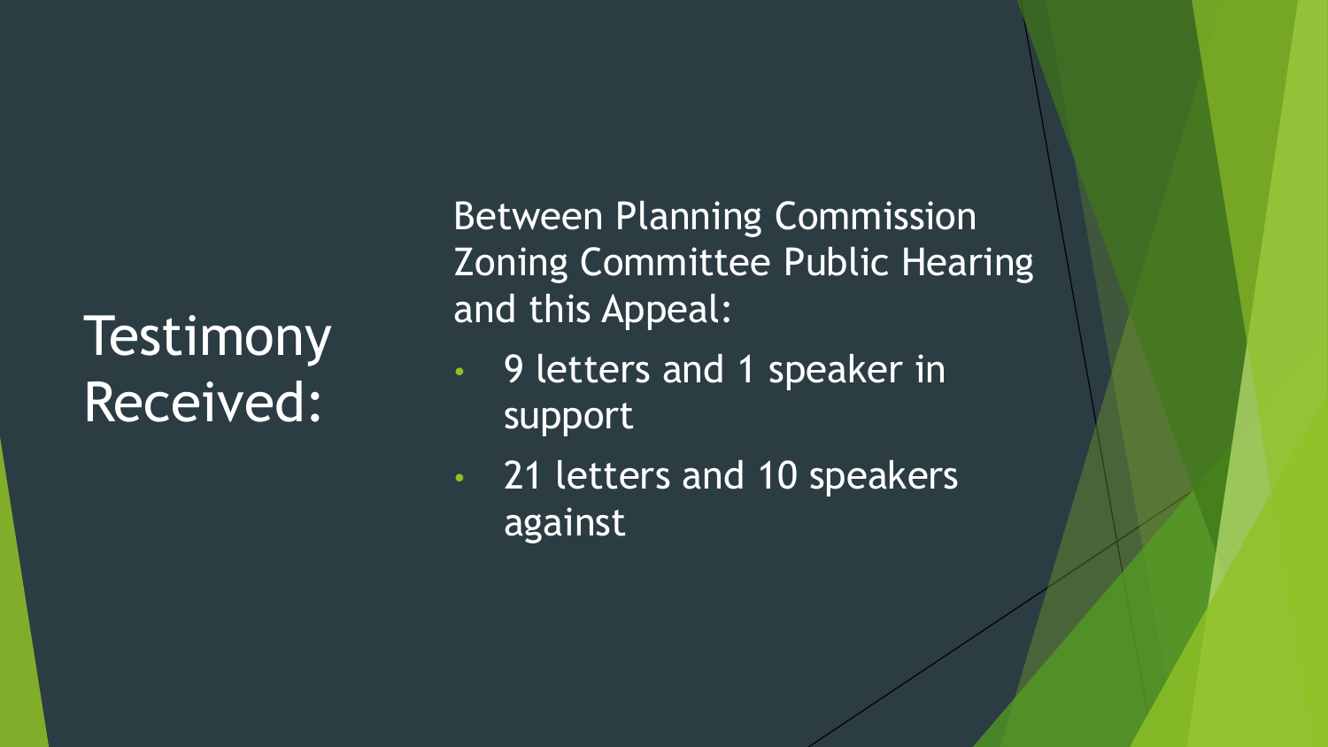# Testimony Received:

Between Planning Commission Zoning Committee Public Hearing and this Appeal:

- 9 letters and 1 speaker in support
- 21 letters and 10 speakers against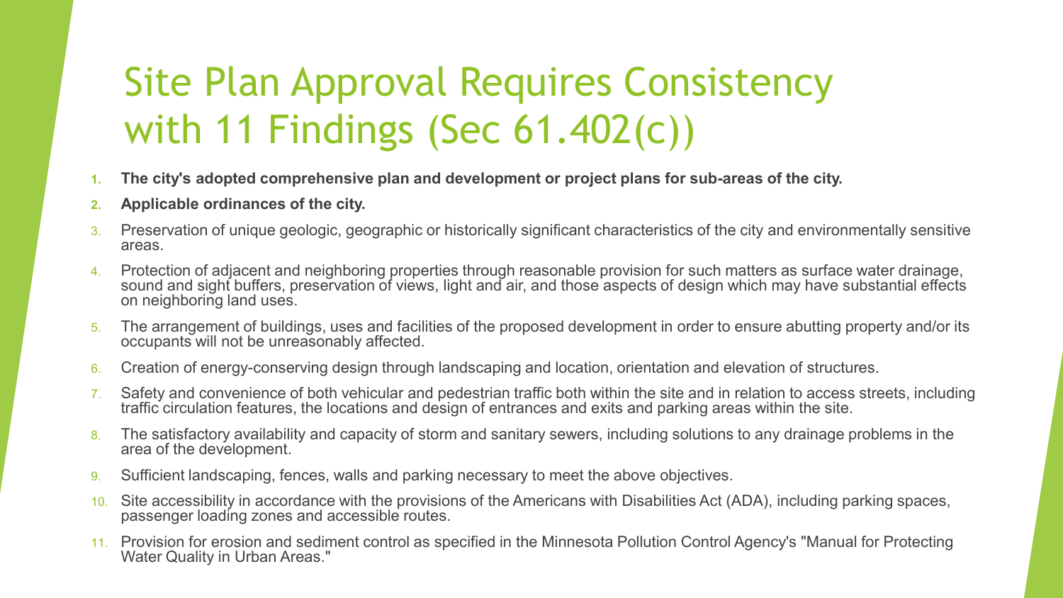# Site Plan Approval Requires Consistency with 11 Findings (Sec 61.402(c))

1. **The city's adopted comprehensive plan and development or project plans for sub-areas of the city.**
2. **Applicable ordinances of the city.**
3. Preservation of unique geologic, geographic or historically significant characteristics of the city and environmentally sensitive areas.
4. Protection of adjacent and neighboring properties through reasonable provision for such matters as surface water drainage, sound and sight buffers, preservation of views, light and air, and those aspects of design which may have substantial effects on neighboring land uses.
5. The arrangement of buildings, uses and facilities of the proposed development in order to ensure abutting property and/or its occupants will not be unreasonably affected.
6. Creation of energy-conserving design through landscaping and location, orientation and elevation of structures.
7. Safety and convenience of both vehicular and pedestrian traffic both within the site and in relation to access streets, including traffic circulation features, the locations and design of entrances and exits and parking areas within the site.
8. The satisfactory availability and capacity of storm and sanitary sewers, including solutions to any drainage problems in the area of the development.
9. Sufficient landscaping, fences, walls and parking necessary to meet the above objectives.
10. Site accessibility in accordance with the provisions of the Americans with Disabilities Act (ADA), including parking spaces, passenger loading zones and accessible routes.
11. Provision for erosion and sediment control as specified in the Minnesota Pollution Control Agency's "Manual for Protecting Water Quality in Urban Areas."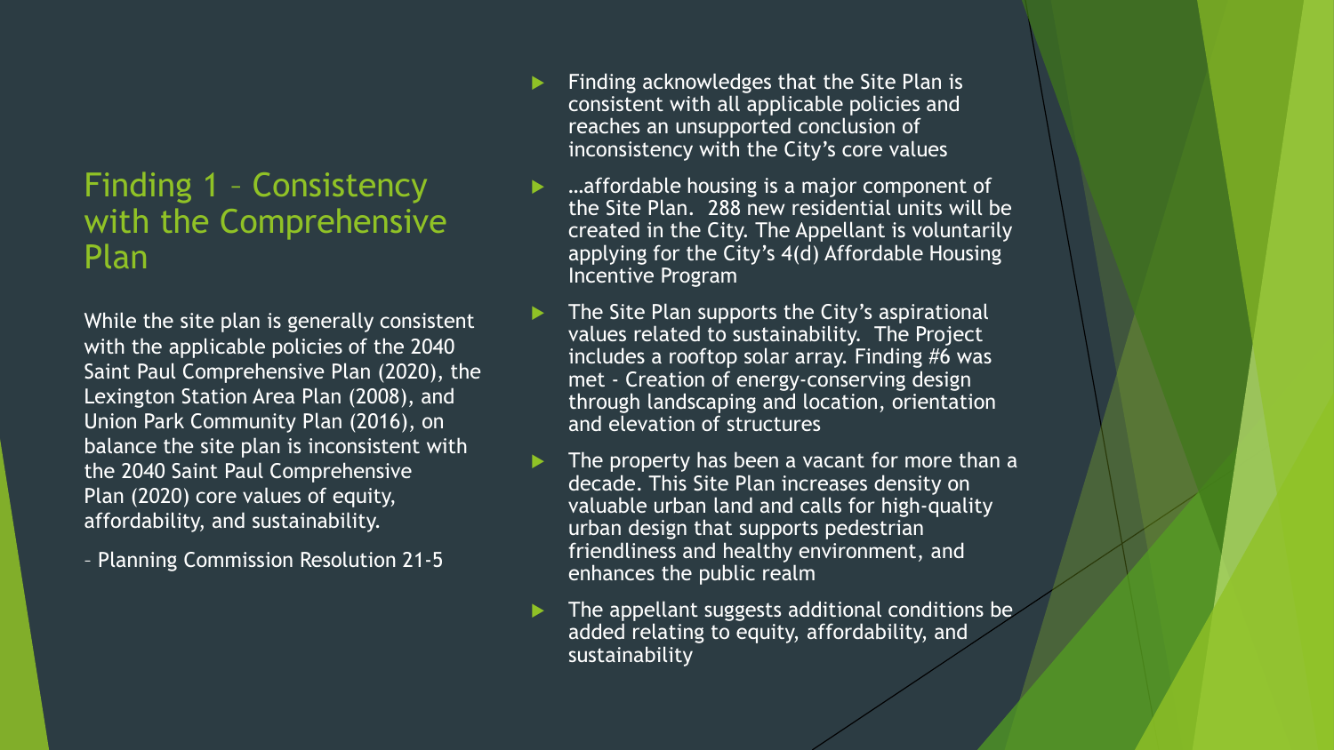## Finding 1 – Consistency with the Comprehensive Plan

While the site plan is generally consistent with the applicable policies of the 2040 Saint Paul Comprehensive Plan (2020), the Lexington Station Area Plan (2008), and Union Park Community Plan (2016), on balance the site plan is inconsistent with the 2040 Saint Paul Comprehensive Plan (2020) core values of equity, affordability, and sustainability.

– Planning Commission Resolution 21-5

- Finding acknowledges that the Site Plan is consistent with all applicable policies and reaches an unsupported conclusion of inconsistency with the City's core values
- …affordable housing is a major component of the Site Plan. 288 new residential units will be created in the City. The Appellant is voluntarily applying for the City's 4(d) Affordable Housing Incentive Program
- The Site Plan supports the City's aspirational values related to sustainability. The Project includes a rooftop solar array. Finding #6 was met - Creation of energy-conserving design through landscaping and location, orientation and elevation of structures
- The property has been a vacant for more than a decade. This Site Plan increases density on valuable urban land and calls for high-quality urban design that supports pedestrian friendliness and healthy environment, and enhances the public realm
- The appellant suggests additional conditions be added relating to equity, affordability, and sustainability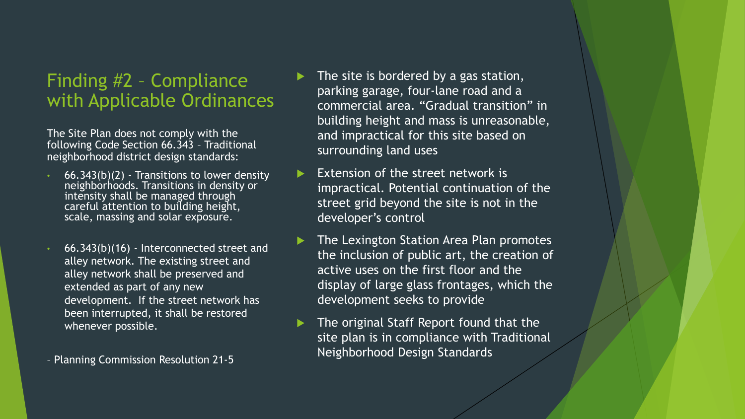## Finding #2 – Compliance with Applicable Ordinances

The Site Plan does not comply with the following Code Section 66.343 – Traditional neighborhood district design standards:

- 66.343(b)(2) - Transitions to lower density neighborhoods. Transitions in density or intensity shall be managed through careful attention to building height, scale, massing and solar exposure.
- 66.343(b)(16) - Interconnected street and alley network. The existing street and alley network shall be preserved and extended as part of any new development. If the street network has been interrupted, it shall be restored whenever possible.

– Planning Commission Resolution 21-5

- The site is bordered by a gas station, parking garage, four-lane road and a commercial area. "Gradual transition" in building height and mass is unreasonable, and impractical for this site based on surrounding land uses
- Extension of the street network is impractical. Potential continuation of the street grid beyond the site is not in the developer's control
- The Lexington Station Area Plan promotes the inclusion of public art, the creation of active uses on the first floor and the display of large glass frontages, which the development seeks to provide
- The original Staff Report found that the site plan is in compliance with Traditional Neighborhood Design Standards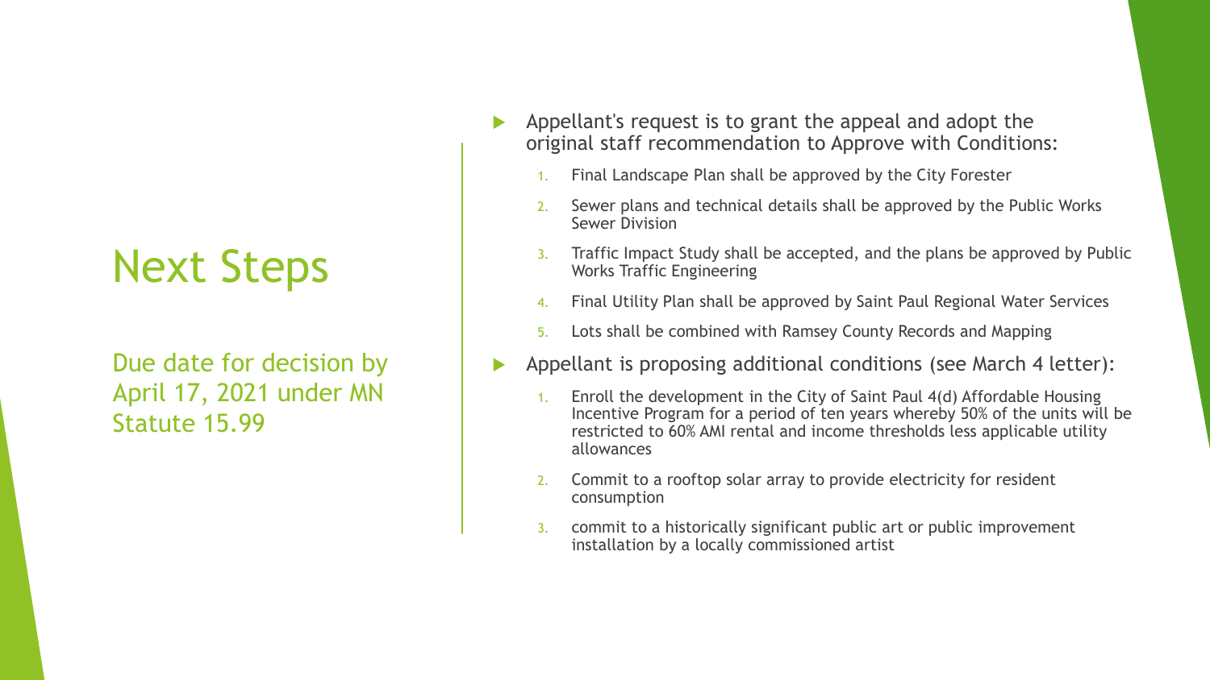# Next Steps

Due date for decision by April 17, 2021 under MN Statute 15.99

- Appellant's request is to grant the appeal and adopt the original staff recommendation to Approve with Conditions:
  1. Final Landscape Plan shall be approved by the City Forester
  2. Sewer plans and technical details shall be approved by the Public Works Sewer Division
  3. Traffic Impact Study shall be accepted, and the plans be approved by Public Works Traffic Engineering
  4. Final Utility Plan shall be approved by Saint Paul Regional Water Services
  5. Lots shall be combined with Ramsey County Records and Mapping
- Appellant is proposing additional conditions (see March 4 letter):
  1. Enroll the development in the City of Saint Paul 4(d) Affordable Housing Incentive Program for a period of ten years whereby 50% of the units will be restricted to 60% AMI rental and income thresholds less applicable utility allowances
  2. Commit to a rooftop solar array to provide electricity for resident consumption
  3. commit to a historically significant public art or public improvement installation by a locally commissioned artist